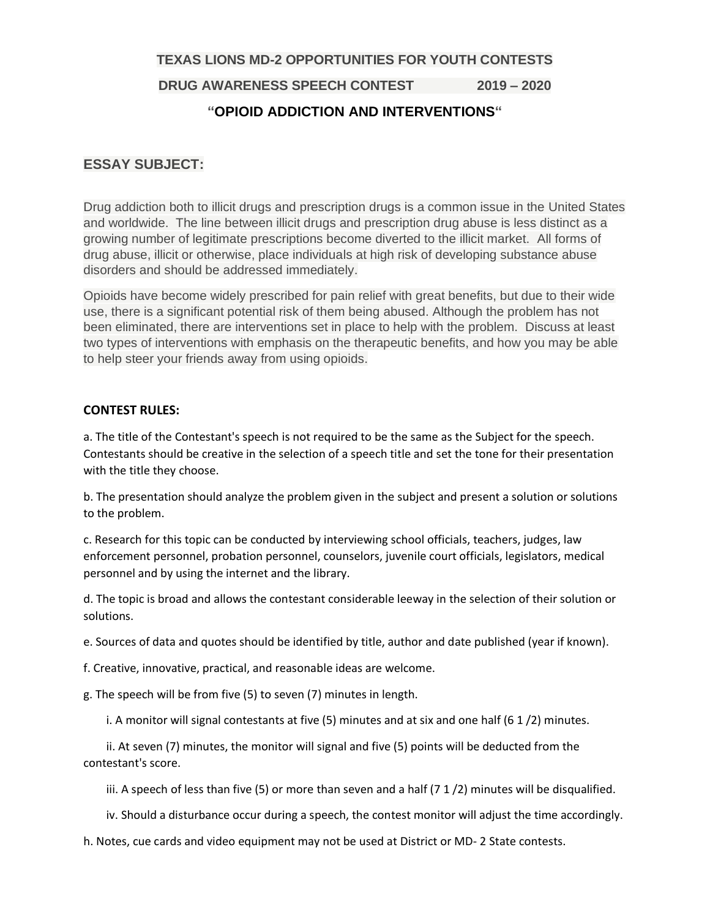# TEXAS LIONS MD-2 OPPORTUNITIES FOR YOUTH CONTESTS

## DRUG AWARENESS SPEECH CONTEST 2019 – 2020

## "OPIOID ADDICTION AND INTERVENTIONS"

## ESSAY SUBJECT:

Drug addiction both to illicit drugs and prescription drugs is a common issue in the United States and worldwide. The line between illicit drugs and prescription drug abuse is less distinct as a growing number of legitimate prescriptions become diverted to the illicit market. All forms of drug abuse, illicit or otherwise, place individuals at high risk of developing substance abuse disorders and should be addressed immediately.

Opioids have become widely prescribed for pain relief with great benefits, but due to their wide use, there is a significant potential risk of them being abused. Although the problem has not been eliminated, there are interventions set in place to help with the problem. Discuss at least two types of interventions with emphasis on the therapeutic benefits, and how you may be able to help steer your friends away from using opioids.

**CONTEST RULES:**

a. The title of the Contestant's speech is not required to be the same as the Subject for the speech. Contestants should be creative in the selection of a speech title and set the tone for their presentation with the title they choose.

b. The presentation should analyze the problem given in the subject and present a solution or solutions to the problem.

c. Research for this topic can be conducted by interviewing school officials, teachers, judges, law enforcement personnel, probation personnel, counselors, juvenile court officials, legislators, medical personnel and by using the internet and the library.

d. The topic is broad and allows the contestant considerable leeway in the selection of their solution or solutions.

e. Sources of data and quotes should be identified by title, author and date published (year if known).

f. Creative, innovative, practical, and reasonable ideas are welcome.

g. The speech will be from five (5) to seven (7) minutes in length.

i. A monitor will signal contestants at five (5) minutes and at six and one half (6 1 /2) minutes.

ii. At seven (7) minutes, the monitor will signal and five (5) points will be deducted from the contestant's score.

iii. A speech of less than five (5) or more than seven and a half (7 1 /2) minutes will be disqualified.

iv. Should a disturbance occur during a speech, the contest monitor will adjust the time accordingly.

h. Notes, cue cards and video equipment may not be used at District or MD- 2 State contests.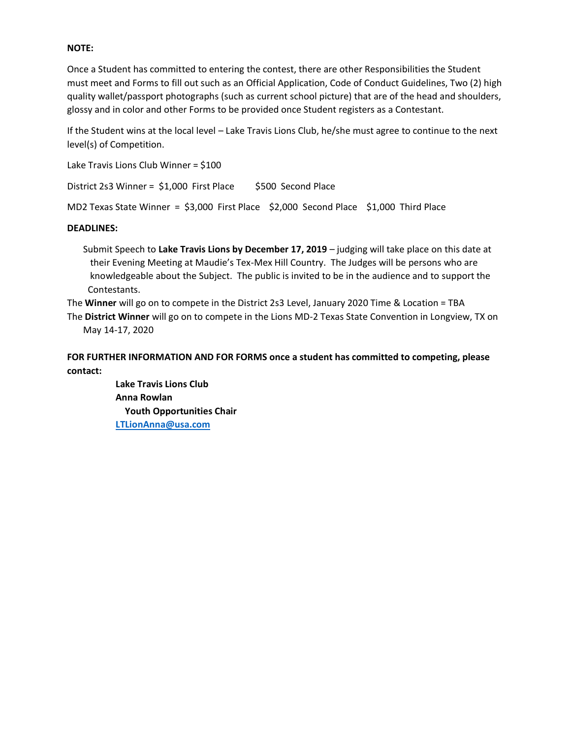**NOTE:**

Once a Student has committed to entering the contest, there are other Responsibilities the Student must meet and Forms to fill out such as an Official Application, Code of Conduct Guidelines, Two (2) high quality wallet/passport photographs (such as current school picture) that are of the head and shoulders, glossy and in color and other Forms to be provided once Student registers as a Contestant.

If the Student wins at the local level – Lake Travis Lions Club, he/she must agree to continue to the next level(s) of Competition.

Lake Travis Lions Club Winner = $100

District 2s3 Winner = $1,000 First Place $500 Second Place

MD2 Texas State Winner = $3,000 First Place $2,000 Second Place $1,000 Third Place

**DEADLINES:**

Submit Speech to **Lake Travis Lions by December 17, 2019** – judging will take place on this date at their Evening Meeting at Maudie's Tex-Mex Hill Country. The Judges will be persons who are knowledgeable about the Subject. The public is invited to be in the audience and to support the Contestants.

The **Winner** will go on to compete in the District 2s3 Level, January 2020 Time & Location = TBA

The **District Winner** will go on to compete in the Lions MD-2 Texas State Convention in Longview, TX on May 14-17, 2020

**FOR FURTHER INFORMATION AND FOR FORMS once a student has committed to competing, please contact:**

**Lake Travis Lions Club**
**Anna Rowlan**
**Youth Opportunities Chair**
**LTLionAnna@usa.com**